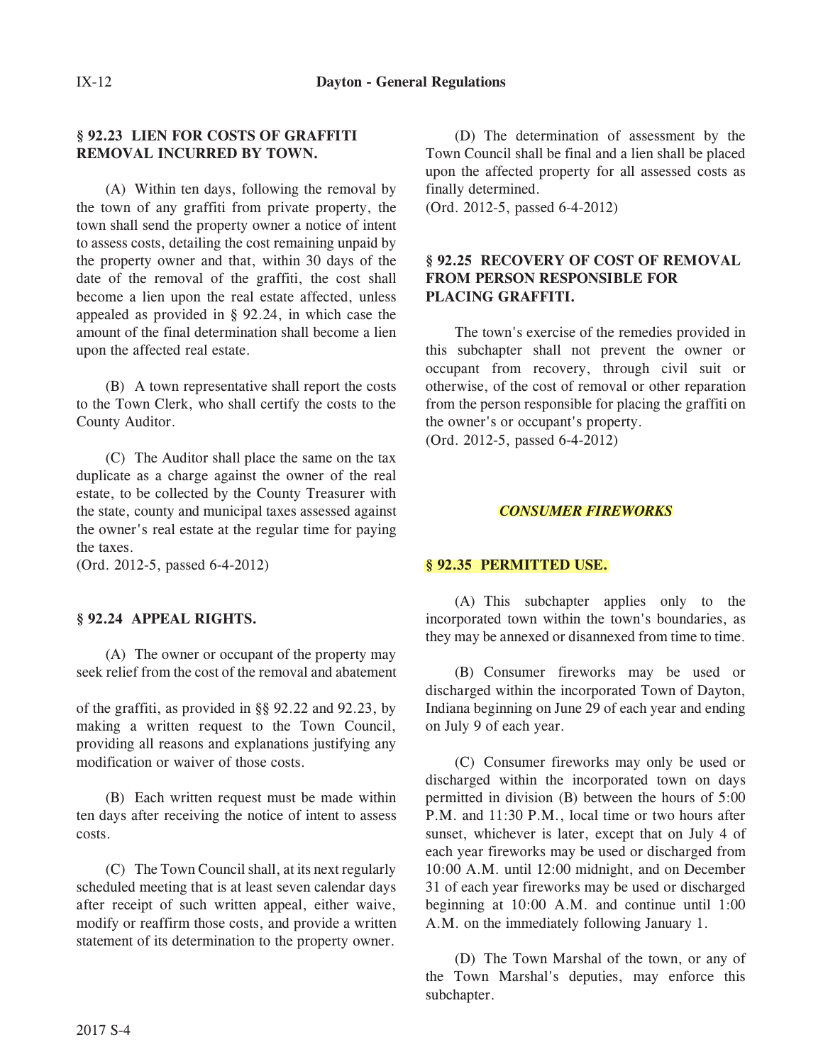### § 92.23 LIEN FOR COSTS OF GRAFFITI REMOVAL INCURRED BY TOWN.

(A) Within ten days, following the removal by the town of any graffiti from private property, the town shall send the property owner a notice of intent to assess costs, detailing the cost remaining unpaid by the property owner and that, within 30 days of the date of the removal of the graffiti, the cost shall become a lien upon the real estate affected, unless appealed as provided in § 92.24, in which case the amount of the final determination shall become a lien upon the affected real estate.

(B) A town representative shall report the costs to the Town Clerk, who shall certify the costs to the County Auditor.

(C) The Auditor shall place the same on the tax duplicate as a charge against the owner of the real estate, to be collected by the County Treasurer with the state, county and municipal taxes assessed against the owner's real estate at the regular time for paying the taxes.

(Ord. 2012-5, passed 6-4-2012)

### § 92.24 APPEAL RIGHTS.

(A) The owner or occupant of the property may seek relief from the cost of the removal and abatement of the graffiti, as provided in §§ 92.22 and 92.23, by making a written request to the Town Council, providing all reasons and explanations justifying any modification or waiver of those costs.

(B) Each written request must be made within ten days after receiving the notice of intent to assess costs.

(C) The Town Council shall, at its next regularly scheduled meeting that is at least seven calendar days after receipt of such written appeal, either waive, modify or reaffirm those costs, and provide a written statement of its determination to the property owner.

(D) The determination of assessment by the Town Council shall be final and a lien shall be placed upon the affected property for all assessed costs as finally determined.

(Ord. 2012-5, passed 6-4-2012)

### § 92.25 RECOVERY OF COST OF REMOVAL FROM PERSON RESPONSIBLE FOR PLACING GRAFFITI.

The town's exercise of the remedies provided in this subchapter shall not prevent the owner or occupant from recovery, through civil suit or otherwise, of the cost of removal or other reparation from the person responsible for placing the graffiti on the owner's or occupant's property.

(Ord. 2012-5, passed 6-4-2012)

## ***CONSUMER FIREWORKS***

### § 92.35 PERMITTED USE.

(A) This subchapter applies only to the incorporated town within the town's boundaries, as they may be annexed or disannexed from time to time.

(B) Consumer fireworks may be used or discharged within the incorporated Town of Dayton, Indiana beginning on June 29 of each year and ending on July 9 of each year.

(C) Consumer fireworks may only be used or discharged within the incorporated town on days permitted in division (B) between the hours of 5:00 P.M. and 11:30 P.M., local time or two hours after sunset, whichever is later, except that on July 4 of each year fireworks may be used or discharged from 10:00 A.M. until 12:00 midnight, and on December 31 of each year fireworks may be used or discharged beginning at 10:00 A.M. and continue until 1:00 A.M. on the immediately following January 1.

(D) The Town Marshal of the town, or any of the Town Marshal's deputies, may enforce this subchapter.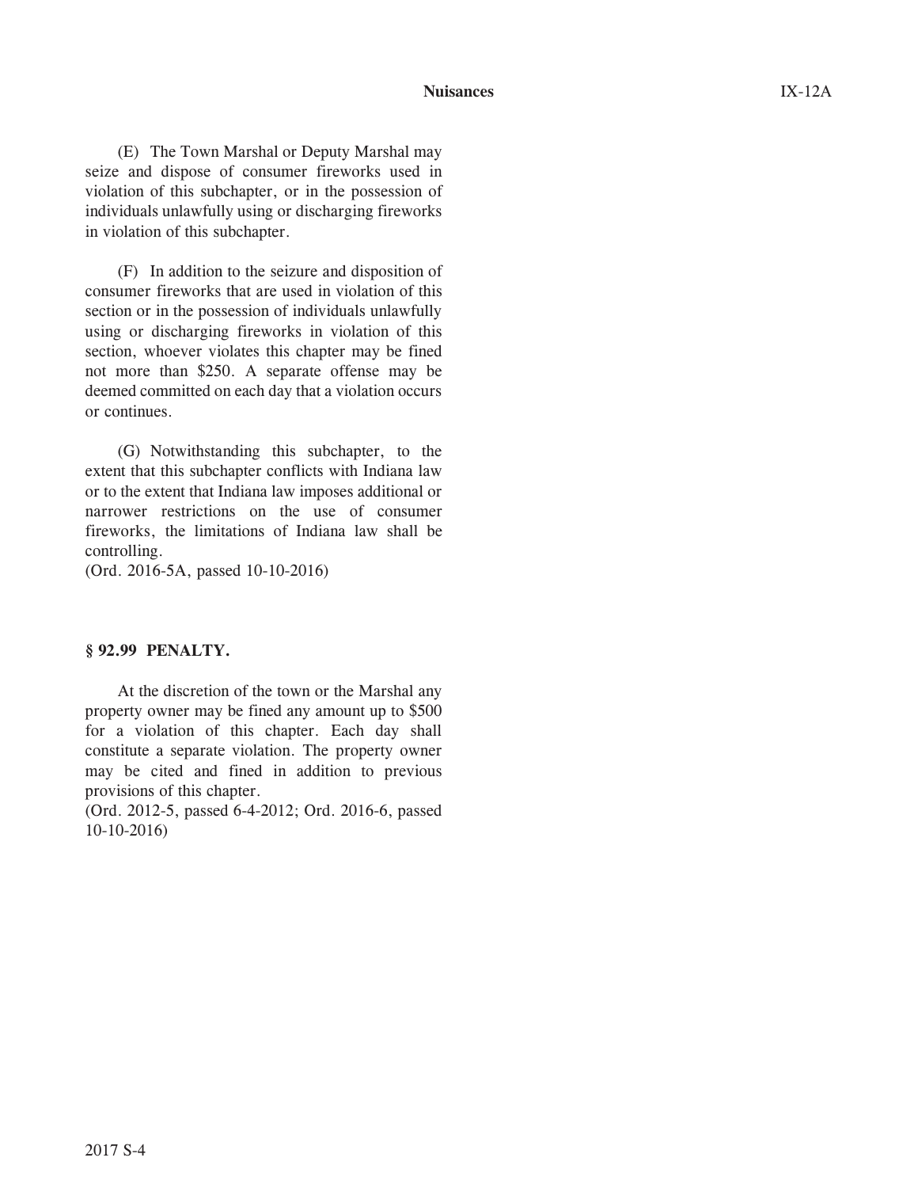(E) The Town Marshal or Deputy Marshal may seize and dispose of consumer fireworks used in violation of this subchapter, or in the possession of individuals unlawfully using or discharging fireworks in violation of this subchapter.

(F) In addition to the seizure and disposition of consumer fireworks that are used in violation of this section or in the possession of individuals unlawfully using or discharging fireworks in violation of this section, whoever violates this chapter may be fined not more than $250. A separate offense may be deemed committed on each day that a violation occurs or continues.

(G) Notwithstanding this subchapter, to the extent that this subchapter conflicts with Indiana law or to the extent that Indiana law imposes additional or narrower restrictions on the use of consumer fireworks, the limitations of Indiana law shall be controlling.
(Ord. 2016-5A, passed 10-10-2016)

### § 92.99 PENALTY.

At the discretion of the town or the Marshal any property owner may be fined any amount up to $500 for a violation of this chapter. Each day shall constitute a separate violation. The property owner may be cited and fined in addition to previous provisions of this chapter.
(Ord. 2012-5, passed 6-4-2012; Ord. 2016-6, passed 10-10-2016)